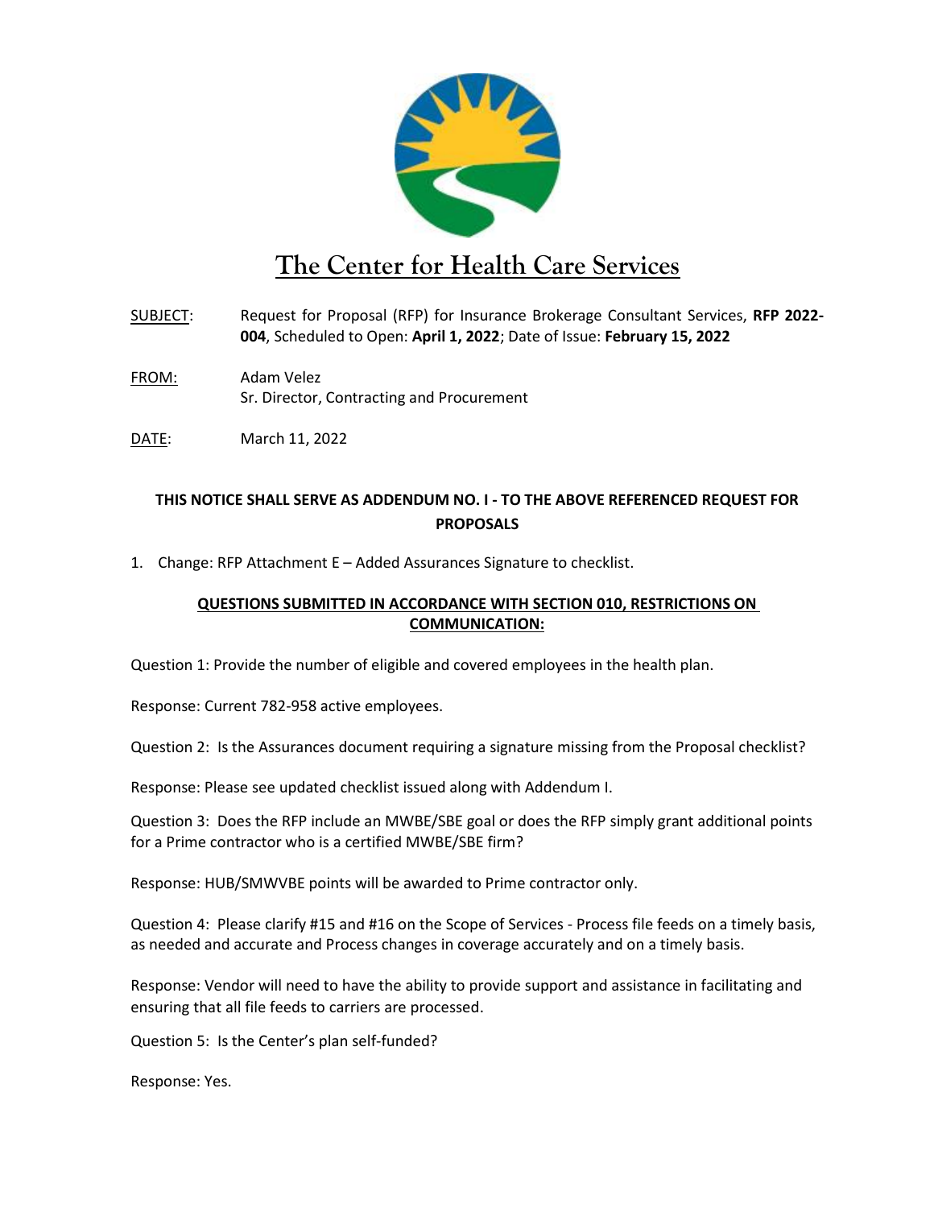# The Center for Health Care Services

SUBJECT: Request for Proposal (RFP) for Insurance Brokerage Consultant Services, **RFP 2022-004**, Scheduled to Open: **April 1, 2022**; Date of Issue: **February 15, 2022**

FROM: Adam Velez
Sr. Director, Contracting and Procurement

DATE: March 11, 2022

**THIS NOTICE SHALL SERVE AS ADDENDUM NO. I - TO THE ABOVE REFERENCED REQUEST FOR PROPOSALS**

1. Change: RFP Attachment E – Added Assurances Signature to checklist.

**QUESTIONS SUBMITTED IN ACCORDANCE WITH SECTION 010, RESTRICTIONS ON COMMUNICATION:**

Question 1: Provide the number of eligible and covered employees in the health plan.

Response: Current 782-958 active employees.

Question 2: Is the Assurances document requiring a signature missing from the Proposal checklist?

Response: Please see updated checklist issued along with Addendum I.

Question 3: Does the RFP include an MWBE/SBE goal or does the RFP simply grant additional points for a Prime contractor who is a certified MWBE/SBE firm?

Response: HUB/SMWVBE points will be awarded to Prime contractor only.

Question 4: Please clarify #15 and #16 on the Scope of Services - Process file feeds on a timely basis, as needed and accurate and Process changes in coverage accurately and on a timely basis.

Response: Vendor will need to have the ability to provide support and assistance in facilitating and ensuring that all file feeds to carriers are processed.

Question 5: Is the Center's plan self-funded?

Response: Yes.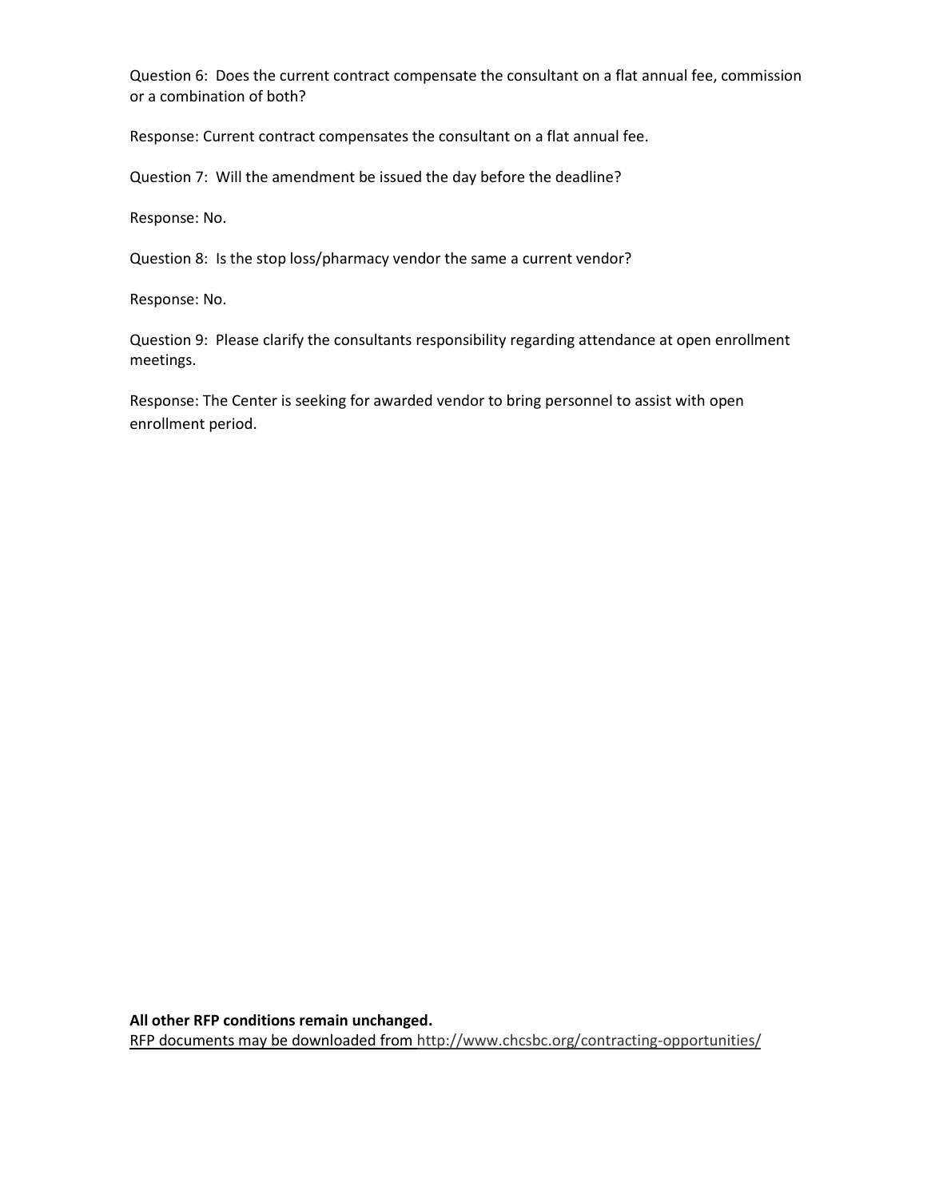Question 6: Does the current contract compensate the consultant on a flat annual fee, commission or a combination of both?

Response: Current contract compensates the consultant on a flat annual fee.

Question 7: Will the amendment be issued the day before the deadline?

Response: No.

Question 8: Is the stop loss/pharmacy vendor the same a current vendor?

Response: No.

Question 9: Please clarify the consultants responsibility regarding attendance at open enrollment meetings.

Response: The Center is seeking for awarded vendor to bring personnel to assist with open enrollment period.

**All other RFP conditions remain unchanged.**

RFP documents may be downloaded from http://www.chcsbc.org/contracting-opportunities/